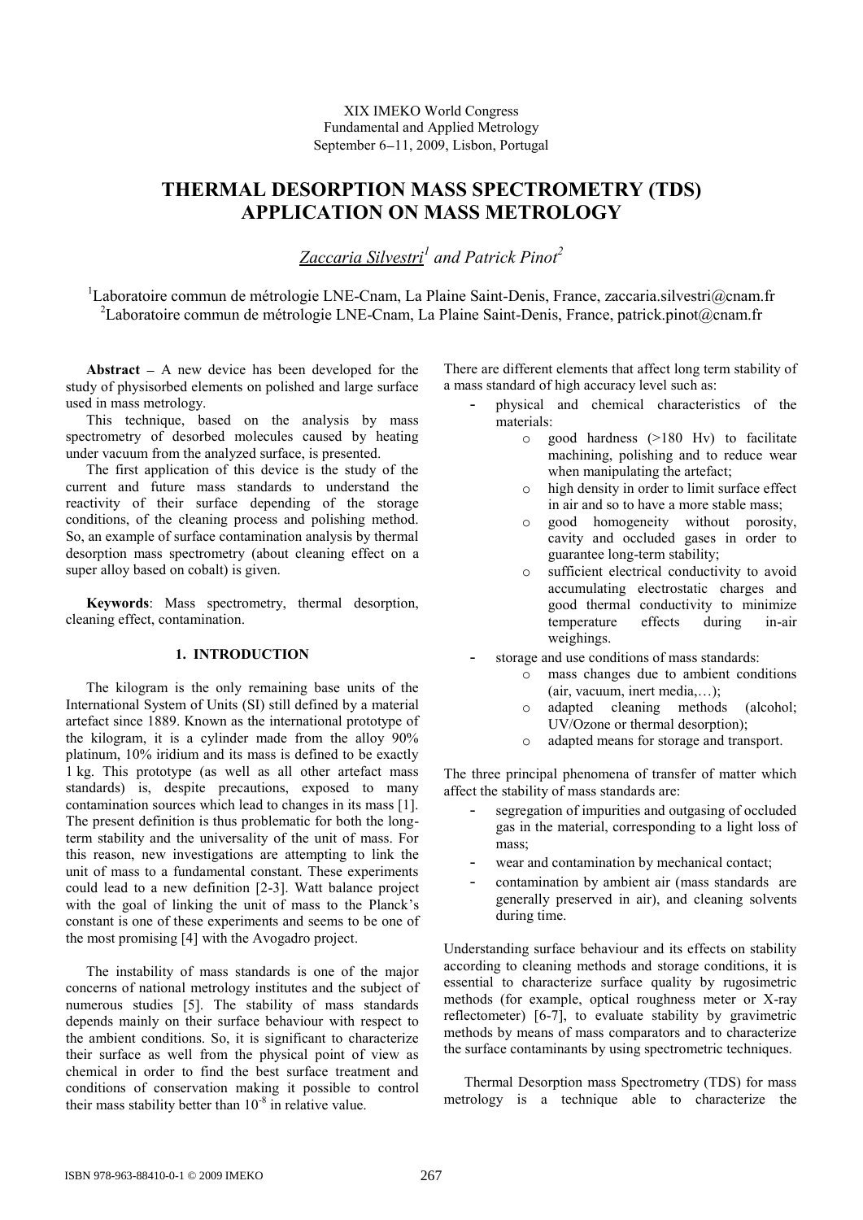XIX IMEKO World Congress
Fundamental and Applied Metrology
September 6−11, 2009, Lisbon, Portugal

# THERMAL DESORPTION MASS SPECTROMETRY (TDS) APPLICATION ON MASS METROLOGY

*Zaccaria Silvestri*[1] *and Patrick Pinot*[2]

[1]Laboratoire commun de métrologie LNE-Cnam, La Plaine Saint-Denis, France, zaccaria.silvestri@cnam.fr
[2]Laboratoire commun de métrologie LNE-Cnam, La Plaine Saint-Denis, France, patrick.pinot@cnam.fr

**Abstract** – A new device has been developed for the study of physisorbed elements on polished and large surface used in mass metrology.

This technique, based on the analysis by mass spectrometry of desorbed molecules caused by heating under vacuum from the analyzed surface, is presented.

The first application of this device is the study of the current and future mass standards to understand the reactivity of their surface depending of the storage conditions, of the cleaning process and polishing method. So, an example of surface contamination analysis by thermal desorption mass spectrometry (about cleaning effect on a super alloy based on cobalt) is given.

**Keywords**: Mass spectrometry, thermal desorption, cleaning effect, contamination.

## 1. INTRODUCTION

The kilogram is the only remaining base units of the International System of Units (SI) still defined by a material artefact since 1889. Known as the international prototype of the kilogram, it is a cylinder made from the alloy 90% platinum, 10% iridium and its mass is defined to be exactly 1 kg. This prototype (as well as all other artefact mass standards) is, despite precautions, exposed to many contamination sources which lead to changes in its mass [1]. The present definition is thus problematic for both the long-term stability and the universality of the unit of mass. For this reason, new investigations are attempting to link the unit of mass to a fundamental constant. These experiments could lead to a new definition [2-3]. Watt balance project with the goal of linking the unit of mass to the Planck's constant is one of these experiments and seems to be one of the most promising [4] with the Avogadro project.

The instability of mass standards is one of the major concerns of national metrology institutes and the subject of numerous studies [5]. The stability of mass standards depends mainly on their surface behaviour with respect to the ambient conditions. So, it is significant to characterize their surface as well from the physical point of view as chemical in order to find the best surface treatment and conditions of conservation making it possible to control their mass stability better than $10^{-8}$ in relative value.

There are different elements that affect long term stability of a mass standard of high accuracy level such as:

- physical and chemical characteristics of the materials:
  - good hardness (>180 Hv) to facilitate machining, polishing and to reduce wear when manipulating the artefact;
  - high density in order to limit surface effect in air and so to have a more stable mass;
  - good homogeneity without porosity, cavity and occluded gases in order to guarantee long-term stability;
  - sufficient electrical conductivity to avoid accumulating electrostatic charges and good thermal conductivity to minimize temperature effects during in-air weighings.
- storage and use conditions of mass standards:
  - mass changes due to ambient conditions (air, vacuum, inert media,…);
  - adapted cleaning methods (alcohol; UV/Ozone or thermal desorption);
  - adapted means for storage and transport.

The three principal phenomena of transfer of matter which affect the stability of mass standards are:

- segregation of impurities and outgasing of occluded gas in the material, corresponding to a light loss of mass;
- wear and contamination by mechanical contact;
- contamination by ambient air (mass standards are generally preserved in air), and cleaning solvents during time.

Understanding surface behaviour and its effects on stability according to cleaning methods and storage conditions, it is essential to characterize surface quality by rugosimetric methods (for example, optical roughness meter or X-ray reflectometer) [6-7], to evaluate stability by gravimetric methods by means of mass comparators and to characterize the surface contaminants by using spectrometric techniques.

Thermal Desorption mass Spectrometry (TDS) for mass metrology is a technique able to characterize the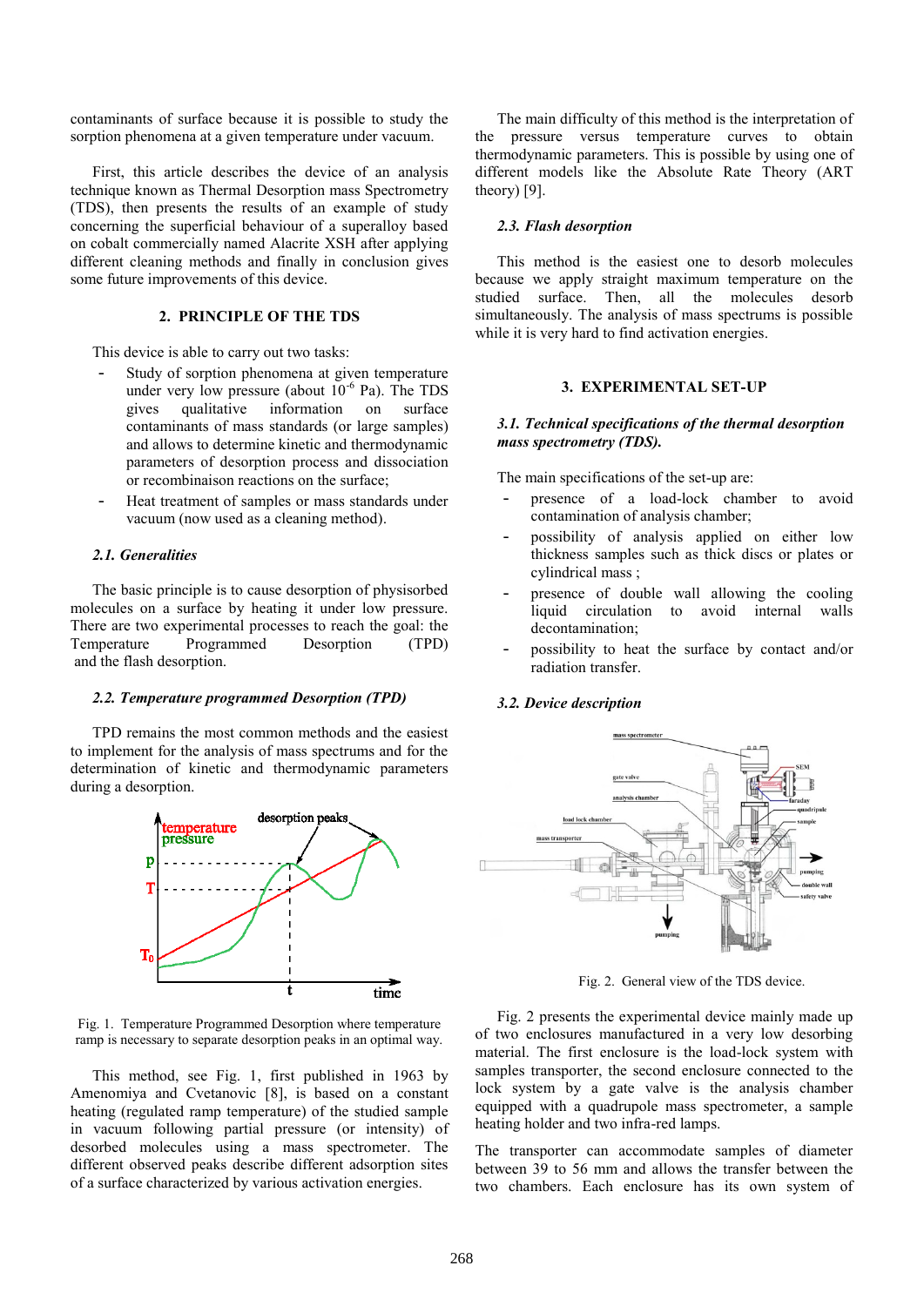contaminants of surface because it is possible to study the sorption phenomena at a given temperature under vacuum.

First, this article describes the device of an analysis technique known as Thermal Desorption mass Spectrometry (TDS), then presents the results of an example of study concerning the superficial behaviour of a superalloy based on cobalt commercially named Alacrite XSH after applying different cleaning methods and finally in conclusion gives some future improvements of this device.

## 2. PRINCIPLE OF THE TDS

This device is able to carry out two tasks:

- Study of sorption phenomena at given temperature under very low pressure (about $10^{-6}$ Pa). The TDS gives qualitative information on surface contaminants of mass standards (or large samples) and allows to determine kinetic and thermodynamic parameters of desorption process and dissociation or recombinaison reactions on the surface;
- Heat treatment of samples or mass standards under vacuum (now used as a cleaning method).

### *2.1. Generalities*

The basic principle is to cause desorption of physisorbed molecules on a surface by heating it under low pressure. There are two experimental processes to reach the goal: the Temperature Programmed Desorption (TPD) and the flash desorption.

### *2.2. Temperature programmed Desorption (TPD)*

TPD remains the most common methods and the easiest to implement for the analysis of mass spectrums and for the determination of kinetic and thermodynamic parameters during a desorption.

Fig. 1. Temperature Programmed Desorption where temperature ramp is necessary to separate desorption peaks in an optimal way.

This method, see Fig. 1, first published in 1963 by Amenomiya and Cvetanovic [8], is based on a constant heating (regulated ramp temperature) of the studied sample in vacuum following partial pressure (or intensity) of desorbed molecules using a mass spectrometer. The different observed peaks describe different adsorption sites of a surface characterized by various activation energies.

The main difficulty of this method is the interpretation of the pressure versus temperature curves to obtain thermodynamic parameters. This is possible by using one of different models like the Absolute Rate Theory (ART theory) [9].

### *2.3. Flash desorption*

This method is the easiest one to desorb molecules because we apply straight maximum temperature on the studied surface. Then, all the molecules desorb simultaneously. The analysis of mass spectrums is possible while it is very hard to find activation energies.

## 3. EXPERIMENTAL SET-UP

### *3.1. Technical specifications of the thermal desorption mass spectrometry (TDS).*

The main specifications of the set-up are:

- presence of a load-lock chamber to avoid contamination of analysis chamber;
- possibility of analysis applied on either low thickness samples such as thick discs or plates or cylindrical mass ;
- presence of double wall allowing the cooling liquid circulation to avoid internal walls decontamination;
- possibility to heat the surface by contact and/or radiation transfer.

### *3.2. Device description*

Fig. 2. General view of the TDS device.

Fig. 2 presents the experimental device mainly made up of two enclosures manufactured in a very low desorbing material. The first enclosure is the load-lock system with samples transporter, the second enclosure connected to the lock system by a gate valve is the analysis chamber equipped with a quadrupole mass spectrometer, a sample heating holder and two infra-red lamps.

The transporter can accommodate samples of diameter between 39 to 56 mm and allows the transfer between the two chambers. Each enclosure has its own system of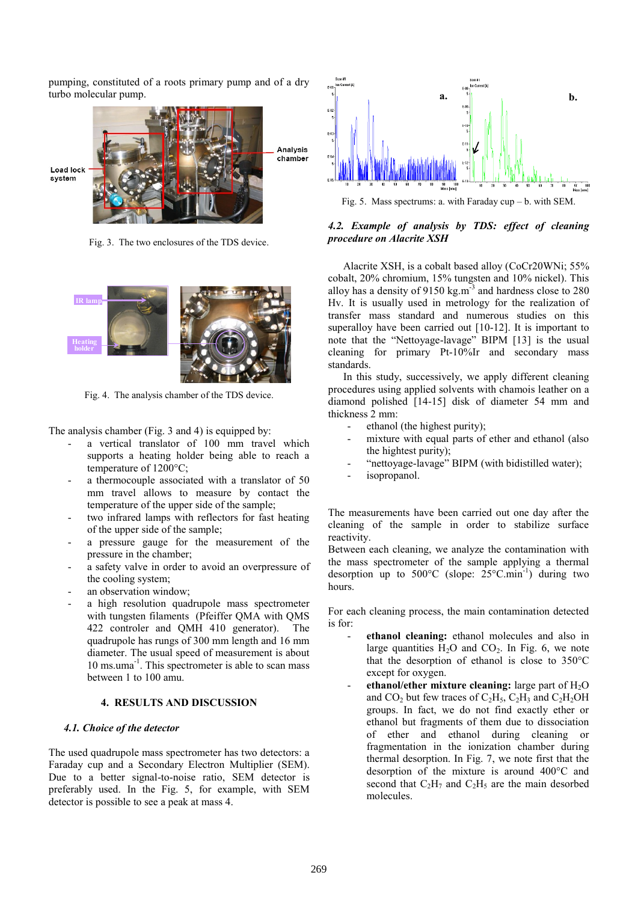pumping, constituted of a roots primary pump and of a dry turbo molecular pump.

Fig. 3. The two enclosures of the TDS device.

Fig. 4. The analysis chamber of the TDS device.

The analysis chamber (Fig. 3 and 4) is equipped by:

- a vertical translator of 100 mm travel which supports a heating holder being able to reach a temperature of 1200°C;
- a thermocouple associated with a translator of 50 mm travel allows to measure by contact the temperature of the upper side of the sample;
- two infrared lamps with reflectors for fast heating of the upper side of the sample;
- a pressure gauge for the measurement of the pressure in the chamber;
- a safety valve in order to avoid an overpressure of the cooling system;
- an observation window;
- a high resolution quadrupole mass spectrometer with tungsten filaments (Pfeiffer QMA with QMS 422 controler and QMH 410 generator). The quadrupole has rungs of 300 mm length and 16 mm diameter. The usual speed of measurement is about 10 ms.uma$^{-1}$. This spectrometer is able to scan mass between 1 to 100 amu.

## 4. RESULTS AND DISCUSSION

### *4.1. Choice of the detector*

The used quadrupole mass spectrometer has two detectors: a Faraday cup and a Secondary Electron Multiplier (SEM). Due to a better signal-to-noise ratio, SEM detector is preferably used. In the Fig. 5, for example, with SEM detector is possible to see a peak at mass 4.

Fig. 5. Mass spectrums: a. with Faraday cup – b. with SEM.

### *4.2. Example of analysis by TDS: effect of cleaning procedure on Alacrite XSH*

Alacrite XSH, is a cobalt based alloy (CoCr20WNi; 55% cobalt, 20% chromium, 15% tungsten and 10% nickel). This alloy has a density of 9150 kg.m$^{-3}$ and hardness close to 280 Hv. It is usually used in metrology for the realization of transfer mass standard and numerous studies on this superalloy have been carried out [10-12]. It is important to note that the "Nettoyage-lavage" BIPM [13] is the usual cleaning for primary Pt-10%Ir and secondary mass standards.

In this study, successively, we apply different cleaning procedures using applied solvents with chamois leather on a diamond polished [14-15] disk of diameter 54 mm and thickness 2 mm:

- ethanol (the highest purity);
- mixture with equal parts of ether and ethanol (also the hightest purity);
- "nettoyage-lavage" BIPM (with bidistilled water);
- isopropanol.

The measurements have been carried out one day after the cleaning of the sample in order to stabilize surface reactivity.

Between each cleaning, we analyze the contamination with the mass spectrometer of the sample applying a thermal desorption up to 500°C (slope: 25°C.min$^{-1}$) during two hours.

For each cleaning process, the main contamination detected is for:

- **ethanol cleaning:** ethanol molecules and also in large quantities $H_2O$ and $CO_2$. In Fig. 6, we note that the desorption of ethanol is close to 350°C except for oxygen.
- **ethanol/ether mixture cleaning:** large part of $H_2O$ and $CO_2$ but few traces of $C_2H_5$, $C_2H_3$ and $C_2H_2OH$ groups. In fact, we do not find exactly ether or ethanol but fragments of them due to dissociation of ether and ethanol during cleaning or fragmentation in the ionization chamber during thermal desorption. In Fig. 7, we note first that the desorption of the mixture is around 400°C and second that $C_2H_7$ and $C_2H_5$ are the main desorbed molecules.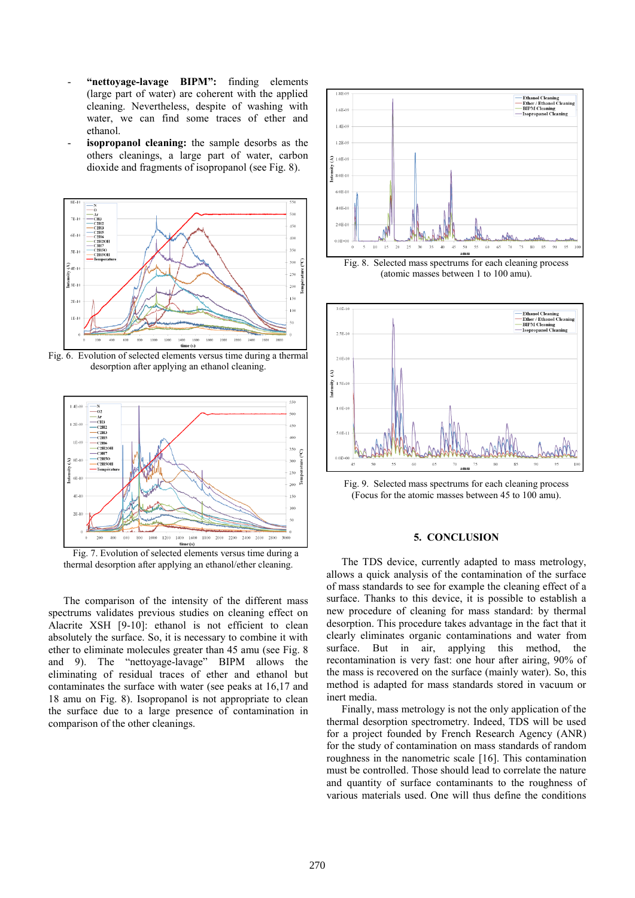- **"nettoyage-lavage BIPM":** finding elements (large part of water) are coherent with the applied cleaning. Nevertheless, despite of washing with water, we can find some traces of ether and ethanol.
- **isopropanol cleaning:** the sample desorbs as the others cleanings, a large part of water, carbon dioxide and fragments of isopropanol (see Fig. 8).

Fig. 6. Evolution of selected elements versus time during a thermal desorption after applying an ethanol cleaning.

Fig. 7. Evolution of selected elements versus time during a thermal desorption after applying an ethanol/ether cleaning.

The comparison of the intensity of the different mass spectrums validates previous studies on cleaning effect on Alacrite XSH [9-10]: ethanol is not efficient to clean absolutely the surface. So, it is necessary to combine it with ether to eliminate molecules greater than 45 amu (see Fig. 8 and 9). The "nettoyage-lavage" BIPM allows the eliminating of residual traces of ether and ethanol but contaminates the surface with water (see peaks at 16,17 and 18 amu on Fig. 8). Isopropanol is not appropriate to clean the surface due to a large presence of contamination in comparison of the other cleanings.

Fig. 8. Selected mass spectrums for each cleaning process (atomic masses between 1 to 100 amu).

Fig. 9. Selected mass spectrums for each cleaning process (Focus for the atomic masses between 45 to 100 amu).

## 5. CONCLUSION

The TDS device, currently adapted to mass metrology, allows a quick analysis of the contamination of the surface of mass standards to see for example the cleaning effect of a surface. Thanks to this device, it is possible to establish a new procedure of cleaning for mass standard: by thermal desorption. This procedure takes advantage in the fact that it clearly eliminates organic contaminations and water from surface. But in air, applying this method, the recontamination is very fast: one hour after airing, 90% of the mass is recovered on the surface (mainly water). So, this method is adapted for mass standards stored in vacuum or inert media.

Finally, mass metrology is not the only application of the thermal desorption spectrometry. Indeed, TDS will be used for a project founded by French Research Agency (ANR) for the study of contamination on mass standards of random roughness in the nanometric scale [16]. This contamination must be controlled. Those should lead to correlate the nature and quantity of surface contaminants to the roughness of various materials used. One will thus define the conditions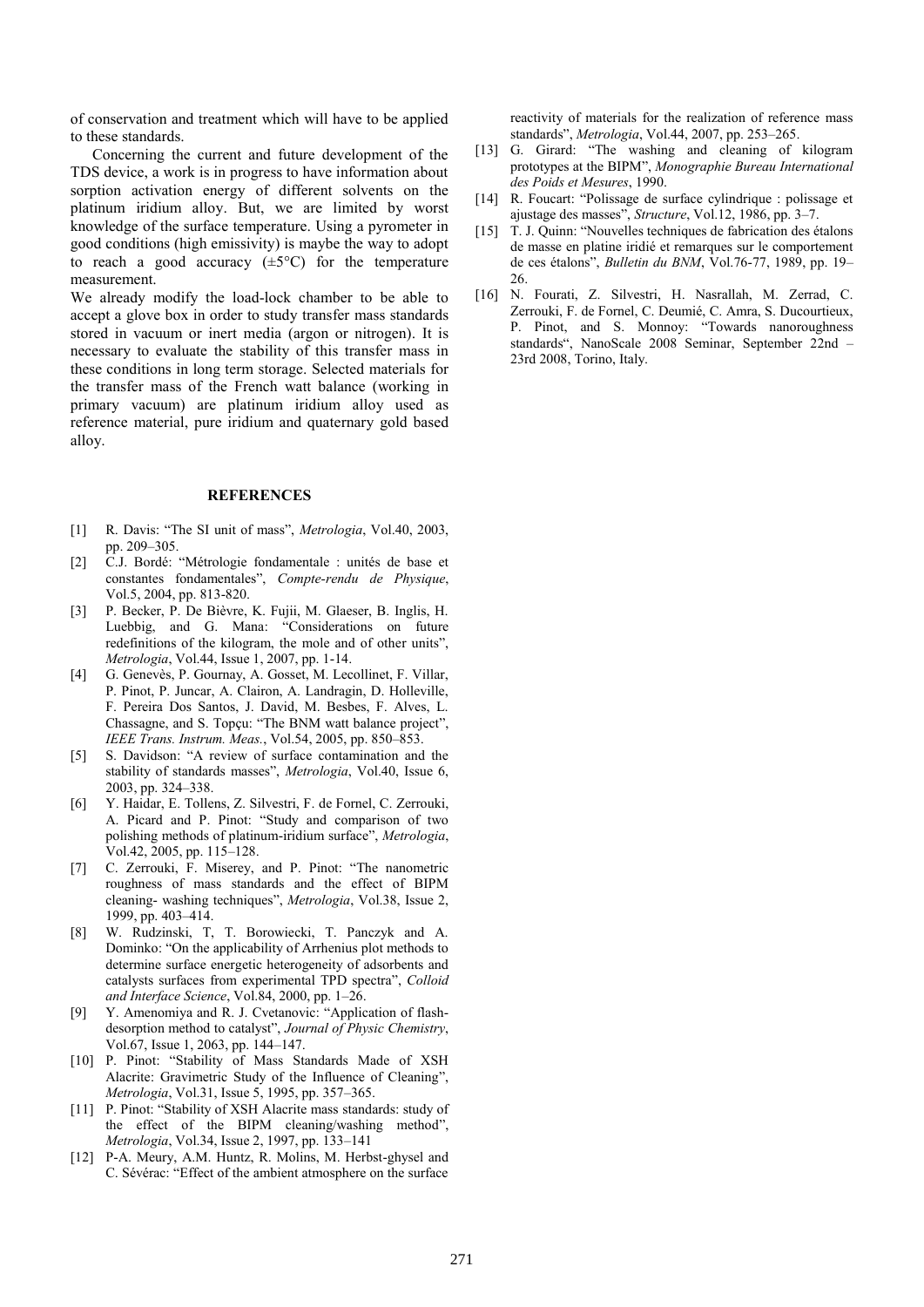of conservation and treatment which will have to be applied to these standards.

Concerning the current and future development of the TDS device, a work is in progress to have information about sorption activation energy of different solvents on the platinum iridium alloy. But, we are limited by worst knowledge of the surface temperature. Using a pyrometer in good conditions (high emissivity) is maybe the way to adopt to reach a good accuracy (±5°C) for the temperature measurement.

We already modify the load-lock chamber to be able to accept a glove box in order to study transfer mass standards stored in vacuum or inert media (argon or nitrogen). It is necessary to evaluate the stability of this transfer mass in these conditions in long term storage. Selected materials for the transfer mass of the French watt balance (working in primary vacuum) are platinum iridium alloy used as reference material, pure iridium and quaternary gold based alloy.

## REFERENCES

[1] R. Davis: "The SI unit of mass", *Metrologia*, Vol.40, 2003, pp. 209–305.

[2] C.J. Bordé: "Métrologie fondamentale : unités de base et constantes fondamentales", *Compte-rendu de Physique*, Vol.5, 2004, pp. 813-820.

[3] P. Becker, P. De Bièvre, K. Fujii, M. Glaeser, B. Inglis, H. Luebbig, and G. Mana: "Considerations on future redefinitions of the kilogram, the mole and of other units", *Metrologia*, Vol.44, Issue 1, 2007, pp. 1-14.

[4] G. Genevès, P. Gournay, A. Gosset, M. Lecollinet, F. Villar, P. Pinot, P. Juncar, A. Clairon, A. Landragin, D. Holleville, F. Pereira Dos Santos, J. David, M. Besbes, F. Alves, L. Chassagne, and S. Topçu: "The BNM watt balance project", *IEEE Trans. Instrum. Meas.*, Vol.54, 2005, pp. 850–853.

[5] S. Davidson: "A review of surface contamination and the stability of standards masses", *Metrologia*, Vol.40, Issue 6, 2003, pp. 324–338.

[6] Y. Haidar, E. Tollens, Z. Silvestri, F. de Fornel, C. Zerrouki, A. Picard and P. Pinot: "Study and comparison of two polishing methods of platinum-iridium surface", *Metrologia*, Vol.42, 2005, pp. 115–128.

[7] C. Zerrouki, F. Miserey, and P. Pinot: "The nanometric roughness of mass standards and the effect of BIPM cleaning- washing techniques", *Metrologia*, Vol.38, Issue 2, 1999, pp. 403–414.

[8] W. Rudzinski, T, T. Borowiecki, T. Panczyk and A. Dominko: "On the applicability of Arrhenius plot methods to determine surface energetic heterogeneity of adsorbents and catalysts surfaces from experimental TPD spectra", *Colloid and Interface Science*, Vol.84, 2000, pp. 1–26.

[9] Y. Amenomiya and R. J. Cvetanovic: "Application of flash-desorption method to catalyst", *Journal of Physic Chemistry*, Vol.67, Issue 1, 2063, pp. 144–147.

[10] P. Pinot: "Stability of Mass Standards Made of XSH Alacrite: Gravimetric Study of the Influence of Cleaning", *Metrologia*, Vol.31, Issue 5, 1995, pp. 357–365.

[11] P. Pinot: "Stability of XSH Alacrite mass standards: study of the effect of the BIPM cleaning/washing method", *Metrologia*, Vol.34, Issue 2, 1997, pp. 133–141

[12] P-A. Meury, A.M. Huntz, R. Molins, M. Herbst-ghysel and C. Sévérac: "Effect of the ambient atmosphere on the surface reactivity of materials for the realization of reference mass standards", *Metrologia*, Vol.44, 2007, pp. 253–265.

[13] G. Girard: "The washing and cleaning of kilogram prototypes at the BIPM", *Monographie Bureau International des Poids et Mesures*, 1990.

[14] R. Foucart: "Polissage de surface cylindrique : polissage et ajustage des masses", *Structure*, Vol.12, 1986, pp. 3–7.

[15] T. J. Quinn: "Nouvelles techniques de fabrication des étalons de masse en platine iridié et remarques sur le comportement de ces étalons", *Bulletin du BNM*, Vol.76-77, 1989, pp. 19–26.

[16] N. Fourati, Z. Silvestri, H. Nasrallah, M. Zerrad, C. Zerrouki, F. de Fornel, C. Deumié, C. Amra, S. Ducourtieux, P. Pinot, and S. Monnoy: "Towards nanoroughness standards", NanoScale 2008 Seminar, September 22nd – 23rd 2008, Torino, Italy.